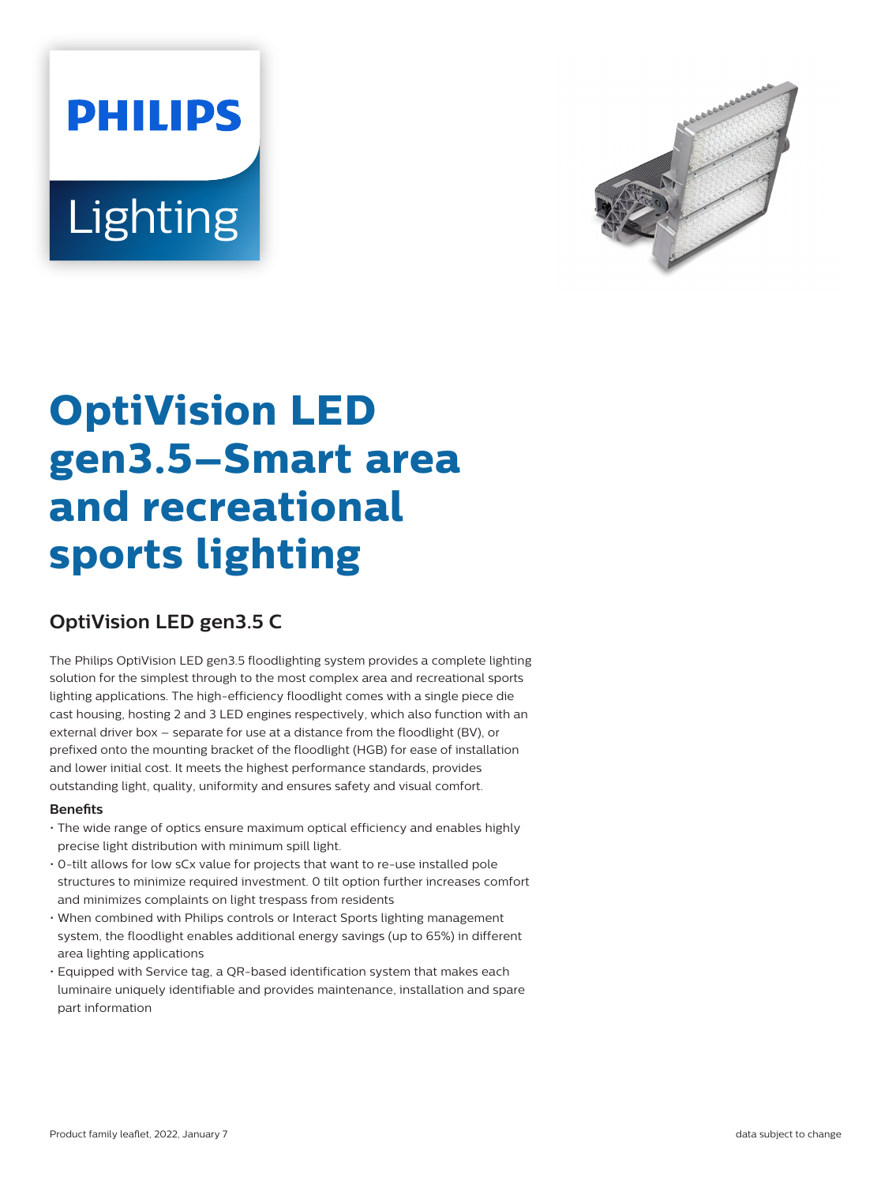PHILIPS

Lighting

# OptiVision LED gen3.5–Smart area and recreational sports lighting

## OptiVision LED gen3.5 C

The Philips OptiVision LED gen3.5 floodlighting system provides a complete lighting solution for the simplest through to the most complex area and recreational sports lighting applications. The high-efficiency floodlight comes with a single piece die cast housing, hosting 2 and 3 LED engines respectively, which also function with an external driver box – separate for use at a distance from the floodlight (BV), or prefixed onto the mounting bracket of the floodlight (HGB) for ease of installation and lower initial cost. It meets the highest performance standards, provides outstanding light, quality, uniformity and ensures safety and visual comfort.

**Benefits**

- The wide range of optics ensure maximum optical efficiency and enables highly precise light distribution with minimum spill light.
- 0-tilt allows for low sCx value for projects that want to re-use installed pole structures to minimize required investment. 0 tilt option further increases comfort and minimizes complaints on light trespass from residents
- When combined with Philips controls or Interact Sports lighting management system, the floodlight enables additional energy savings (up to 65%) in different area lighting applications
- Equipped with Service tag, a QR-based identification system that makes each luminaire uniquely identifiable and provides maintenance, installation and spare part information

Product family leaflet, 2022, January 7

data subject to change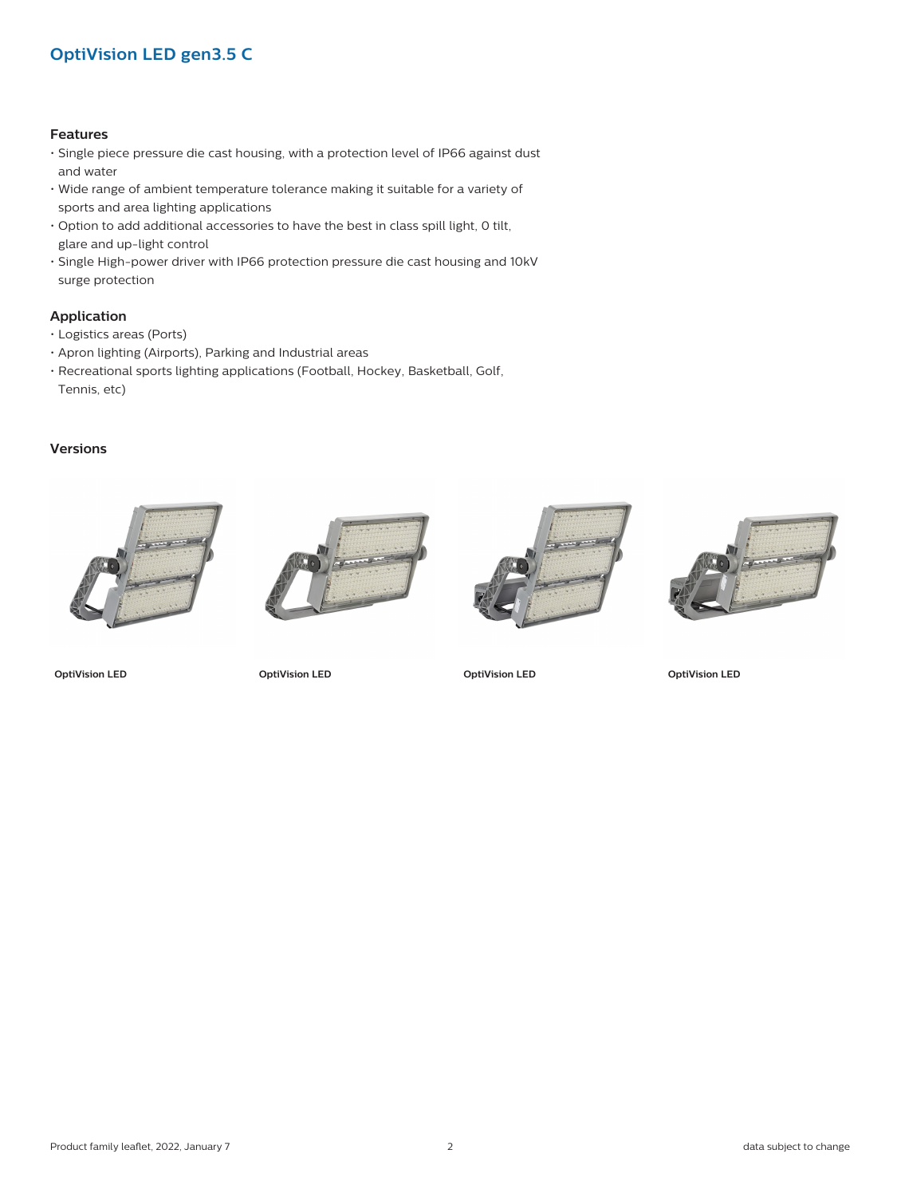## OptiVision LED gen3.5 C

### Features

- Single piece pressure die cast housing, with a protection level of IP66 against dust and water
- Wide range of ambient temperature tolerance making it suitable for a variety of sports and area lighting applications
- Option to add additional accessories to have the best in class spill light, 0 tilt, glare and up-light control
- Single High-power driver with IP66 protection pressure die cast housing and 10kV surge protection

### Application

- Logistics areas (Ports)
- Apron lighting (Airports), Parking and Industrial areas
- Recreational sports lighting applications (Football, Hockey, Basketball, Golf, Tennis, etc)

### Versions

**OptiVision LED**

**OptiVision LED**

**OptiVision LED**

**OptiVision LED**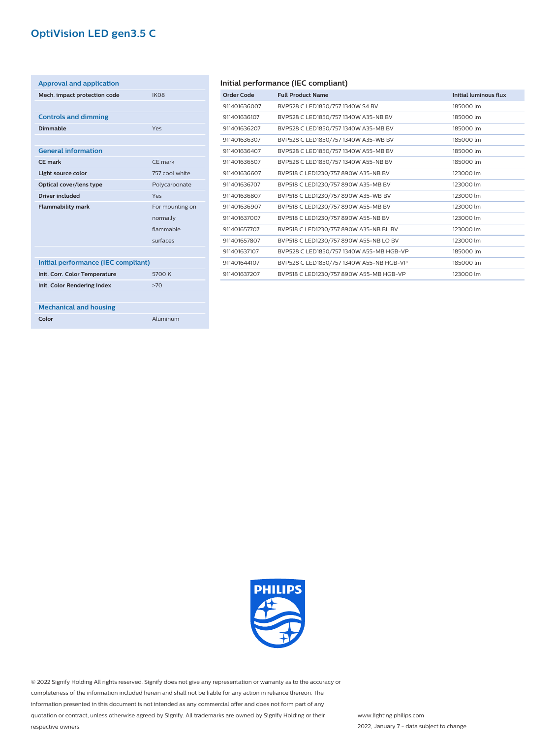## OptiVision LED gen3.5 C

### Approval and application

| | |
|---|---|
| **Mech. impact protection code** | IK08 |

### Controls and dimming

| | |
|---|---|
| **Dimmable** | Yes |

### General information

| | |
|---|---|
| **CE mark** | CE mark |
| **Light source color** | 757 cool white |
| **Optical cover/lens type** | Polycarbonate |
| **Driver included** | Yes |
| **Flammability mark** | For mounting on normally flammable surfaces |

### Initial performance (IEC compliant)

| | |
|---|---|
| **Init. Corr. Color Temperature** | 5700 K |
| **Init. Color Rendering Index** | >70 |

### Mechanical and housing

| | |
|---|---|
| **Color** | Aluminum |

### Initial performance (IEC compliant)

| Order Code | Full Product Name | Initial luminous flux |
|---|---|---|
| 911401636007 | BVP528 C LED1850/757 1340W S4 BV | 185000 lm |
| 911401636107 | BVP528 C LED1850/757 1340W A35-NB BV | 185000 lm |
| 911401636207 | BVP528 C LED1850/757 1340W A35-MB BV | 185000 lm |
| 911401636307 | BVP528 C LED1850/757 1340W A35-WB BV | 185000 lm |
| 911401636407 | BVP528 C LED1850/757 1340W A55-MB BV | 185000 lm |
| 911401636507 | BVP528 C LED1850/757 1340W A55-NB BV | 185000 lm |
| 911401636607 | BVP518 C LED1230/757 890W A35-NB BV | 123000 lm |
| 911401636707 | BVP518 C LED1230/757 890W A35-MB BV | 123000 lm |
| 911401636807 | BVP518 C LED1230/757 890W A35-WB BV | 123000 lm |
| 911401636907 | BVP518 C LED1230/757 890W A55-MB BV | 123000 lm |
| 911401637007 | BVP518 C LED1230/757 890W A55-NB BV | 123000 lm |
| 911401657707 | BVP518 C LED1230/757 890W A35-NB BL BV | 123000 lm |
| 911401657807 | BVP518 C LED1230/757 890W A55-NB LO BV | 123000 lm |
| 911401637107 | BVP528 C LED1850/757 1340W A55-MB HGB-VP | 185000 lm |
| 911401644107 | BVP528 C LED1850/757 1340W A55-NB HGB-VP | 185000 lm |
| 911401637207 | BVP518 C LED1230/757 890W A55-MB HGB-VP | 123000 lm |

© 2022 Signify Holding All rights reserved. Signify does not give any representation or warranty as to the accuracy or completeness of the information included herein and shall not be liable for any action in reliance thereon. The information presented in this document is not intended as any commercial offer and does not form part of any quotation or contract, unless otherwise agreed by Signify. All trademarks are owned by Signify Holding or their respective owners.

www.lighting.philips.com

2022, January 7 - data subject to change